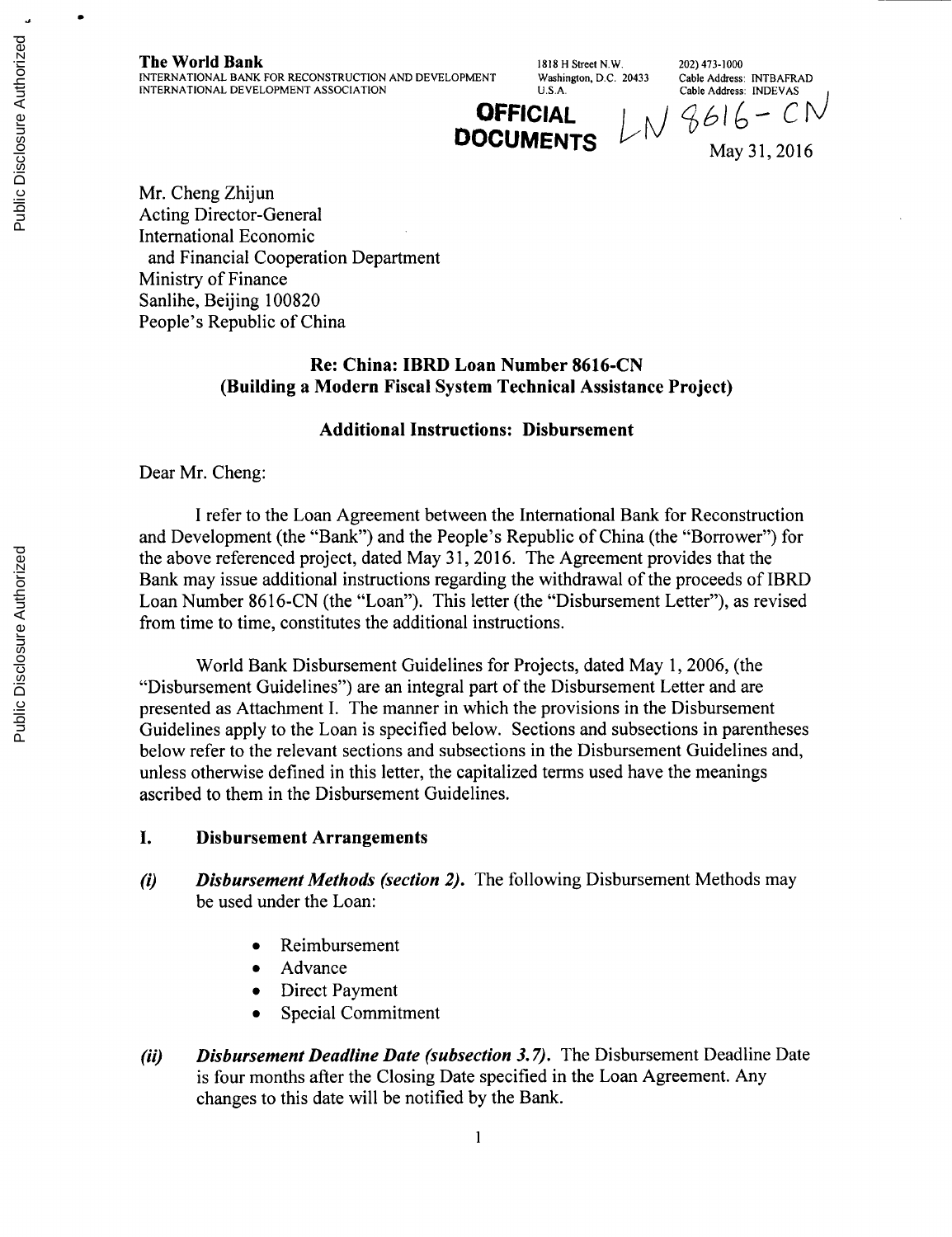**The World Bank**
INTERNATIONAL BANK FOR RECONSTRUCTION AND DEVELOPMENT
INTERNATIONAL DEVELOPMENT ASSOCIATION

1818 H Street N.W.
Washington, D.C. 20433
U.S.A.

202) 473-1000
Cable Address: INTBAFRAD
Cable Address: INDEVAS

**OFFICIAL DOCUMENTS**

LN 8616 - CN

May 31, 2016

Mr. Cheng Zhijun
Acting Director-General
International Economic
and Financial Cooperation Department
Ministry of Finance
Sanlihe, Beijing 100820
People's Republic of China

**Re: China: IBRD Loan Number 8616-CN**
**(Building a Modern Fiscal System Technical Assistance Project)**

**Additional Instructions: Disbursement**

Dear Mr. Cheng:

I refer to the Loan Agreement between the International Bank for Reconstruction and Development (the "Bank") and the People's Republic of China (the "Borrower") for the above referenced project, dated May 31, 2016. The Agreement provides that the Bank may issue additional instructions regarding the withdrawal of the proceeds of IBRD Loan Number 8616-CN (the "Loan"). This letter (the "Disbursement Letter"), as revised from time to time, constitutes the additional instructions.

World Bank Disbursement Guidelines for Projects, dated May 1, 2006, (the "Disbursement Guidelines") are an integral part of the Disbursement Letter and are presented as Attachment I. The manner in which the provisions in the Disbursement Guidelines apply to the Loan is specified below. Sections and subsections in parentheses below refer to the relevant sections and subsections in the Disbursement Guidelines and, unless otherwise defined in this letter, the capitalized terms used have the meanings ascribed to them in the Disbursement Guidelines.

## I. Disbursement Arrangements

*(i)* ***Disbursement Methods (section 2).*** The following Disbursement Methods may be used under the Loan:

- Reimbursement
- Advance
- Direct Payment
- Special Commitment

*(ii)* ***Disbursement Deadline Date (subsection 3.7).*** The Disbursement Deadline Date is four months after the Closing Date specified in the Loan Agreement. Any changes to this date will be notified by the Bank.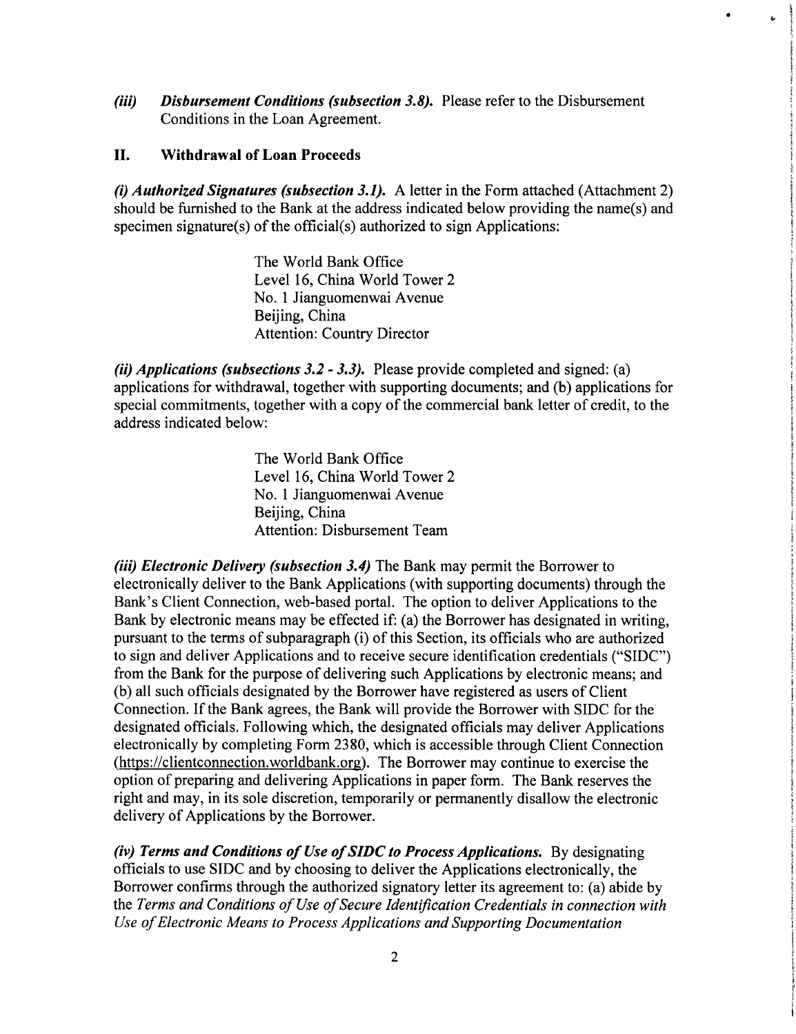*(iii)* ***Disbursement Conditions (subsection 3.8).*** Please refer to the Disbursement Conditions in the Loan Agreement.

## II. Withdrawal of Loan Proceeds

***(i) Authorized Signatures (subsection 3.1).*** A letter in the Form attached (Attachment 2) should be furnished to the Bank at the address indicated below providing the name(s) and specimen signature(s) of the official(s) authorized to sign Applications:

> The World Bank Office
> Level 16, China World Tower 2
> No. 1 Jianguomenwai Avenue
> Beijing, China
> Attention: Country Director

***(ii) Applications (subsections 3.2 - 3.3).*** Please provide completed and signed: (a) applications for withdrawal, together with supporting documents; and (b) applications for special commitments, together with a copy of the commercial bank letter of credit, to the address indicated below:

> The World Bank Office
> Level 16, China World Tower 2
> No. 1 Jianguomenwai Avenue
> Beijing, China
> Attention: Disbursement Team

***(iii) Electronic Delivery (subsection 3.4)*** The Bank may permit the Borrower to electronically deliver to the Bank Applications (with supporting documents) through the Bank's Client Connection, web-based portal. The option to deliver Applications to the Bank by electronic means may be effected if: (a) the Borrower has designated in writing, pursuant to the terms of subparagraph (i) of this Section, its officials who are authorized to sign and deliver Applications and to receive secure identification credentials ("SIDC") from the Bank for the purpose of delivering such Applications by electronic means; and (b) all such officials designated by the Borrower have registered as users of Client Connection. If the Bank agrees, the Bank will provide the Borrower with SIDC for the designated officials. Following which, the designated officials may deliver Applications electronically by completing Form 2380, which is accessible through Client Connection (https://clientconnection.worldbank.org). The Borrower may continue to exercise the option of preparing and delivering Applications in paper form. The Bank reserves the right and may, in its sole discretion, temporarily or permanently disallow the electronic delivery of Applications by the Borrower.

***(iv) Terms and Conditions of Use of SIDC to Process Applications.*** By designating officials to use SIDC and by choosing to deliver the Applications electronically, the Borrower confirms through the authorized signatory letter its agreement to: (a) abide by the *Terms and Conditions of Use of Secure Identification Credentials in connection with Use of Electronic Means to Process Applications and Supporting Documentation*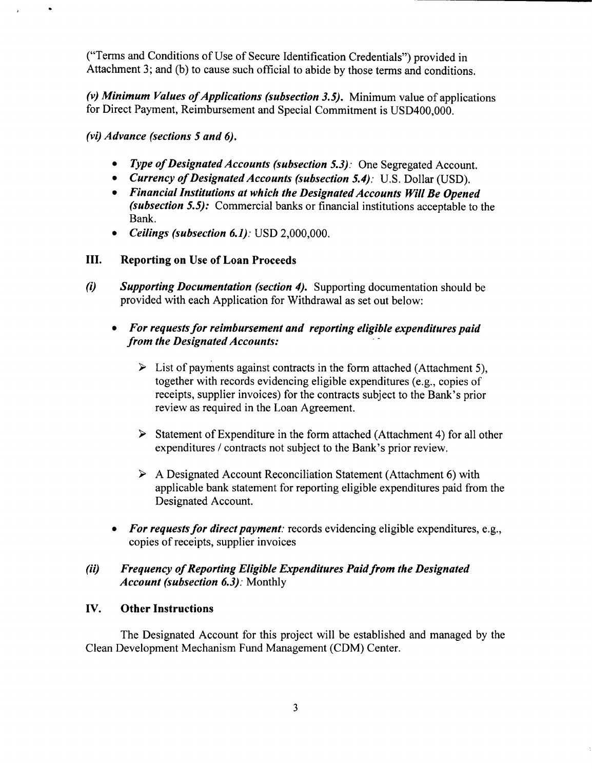("Terms and Conditions of Use of Secure Identification Credentials") provided in Attachment 3; and (b) to cause such official to abide by those terms and conditions.

***(v) Minimum Values of Applications (subsection 3.5).*** Minimum value of applications for Direct Payment, Reimbursement and Special Commitment is USD400,000.

***(vi) Advance (sections 5 and 6).***

- ***Type of Designated Accounts (subsection 5.3):*** One Segregated Account.
- ***Currency of Designated Accounts (subsection 5.4):*** U.S. Dollar (USD).
- ***Financial Institutions at which the Designated Accounts Will Be Opened (subsection 5.5):*** Commercial banks or financial institutions acceptable to the Bank.
- ***Ceilings (subsection 6.1):*** USD 2,000,000.

## III. Reporting on Use of Loan Proceeds

***(i) Supporting Documentation (section 4).*** Supporting documentation should be provided with each Application for Withdrawal as set out below:

- ***For requests for reimbursement and reporting eligible expenditures paid from the Designated Accounts:***
  - List of payments against contracts in the form attached (Attachment 5), together with records evidencing eligible expenditures (e.g., copies of receipts, supplier invoices) for the contracts subject to the Bank's prior review as required in the Loan Agreement.
  - Statement of Expenditure in the form attached (Attachment 4) for all other expenditures / contracts not subject to the Bank's prior review.
  - A Designated Account Reconciliation Statement (Attachment 6) with applicable bank statement for reporting eligible expenditures paid from the Designated Account.
- ***For requests for direct payment:*** records evidencing eligible expenditures, e.g., copies of receipts, supplier invoices

***(ii) Frequency of Reporting Eligible Expenditures Paid from the Designated Account (subsection 6.3):*** Monthly

## IV. Other Instructions

The Designated Account for this project will be established and managed by the Clean Development Mechanism Fund Management (CDM) Center.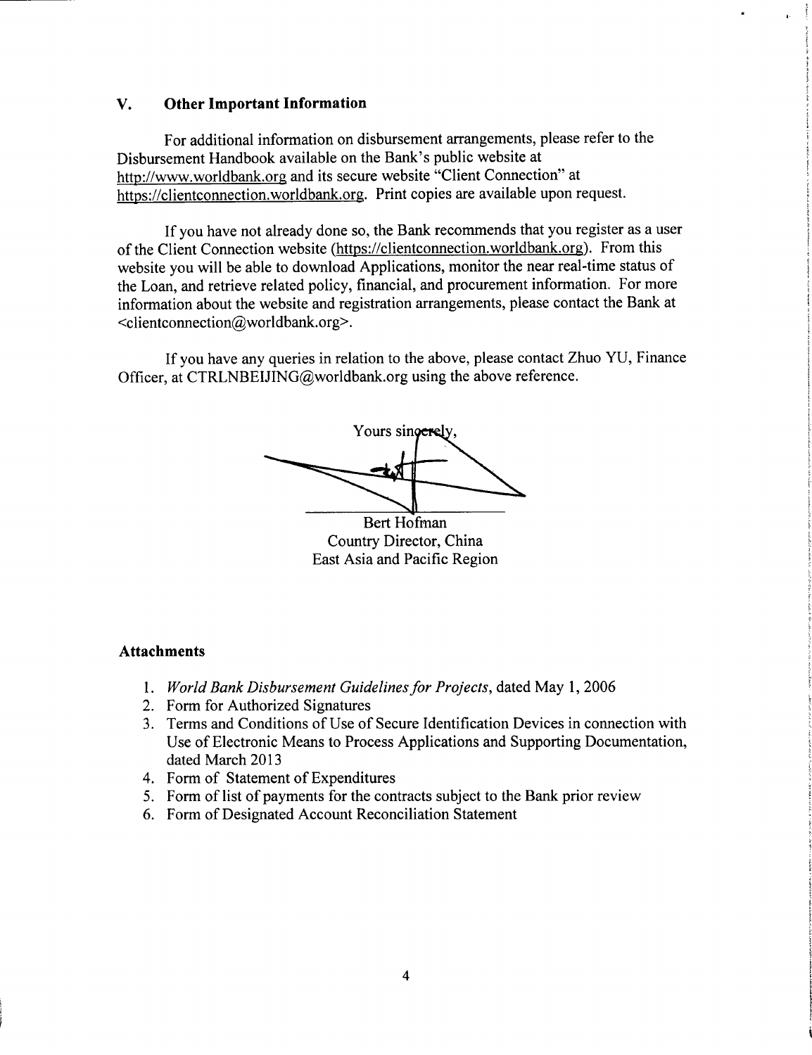## V. Other Important Information

For additional information on disbursement arrangements, please refer to the Disbursement Handbook available on the Bank's public website at http://www.worldbank.org and its secure website "Client Connection" at https://clientconnection.worldbank.org. Print copies are available upon request.

If you have not already done so, the Bank recommends that you register as a user of the Client Connection website (https://clientconnection.worldbank.org). From this website you will be able to download Applications, monitor the near real-time status of the Loan, and retrieve related policy, financial, and procurement information. For more information about the website and registration arrangements, please contact the Bank at <clientconnection@worldbank.org>.

If you have any queries in relation to the above, please contact Zhuo YU, Finance Officer, at CTRLNBEIJING@worldbank.org using the above reference.

Yours sincerely,

Bert Hofman
Country Director, China
East Asia and Pacific Region

### Attachments

1. *World Bank Disbursement Guidelines for Projects*, dated May 1, 2006
2. Form for Authorized Signatures
3. Terms and Conditions of Use of Secure Identification Devices in connection with Use of Electronic Means to Process Applications and Supporting Documentation, dated March 2013
4. Form of Statement of Expenditures
5. Form of list of payments for the contracts subject to the Bank prior review
6. Form of Designated Account Reconciliation Statement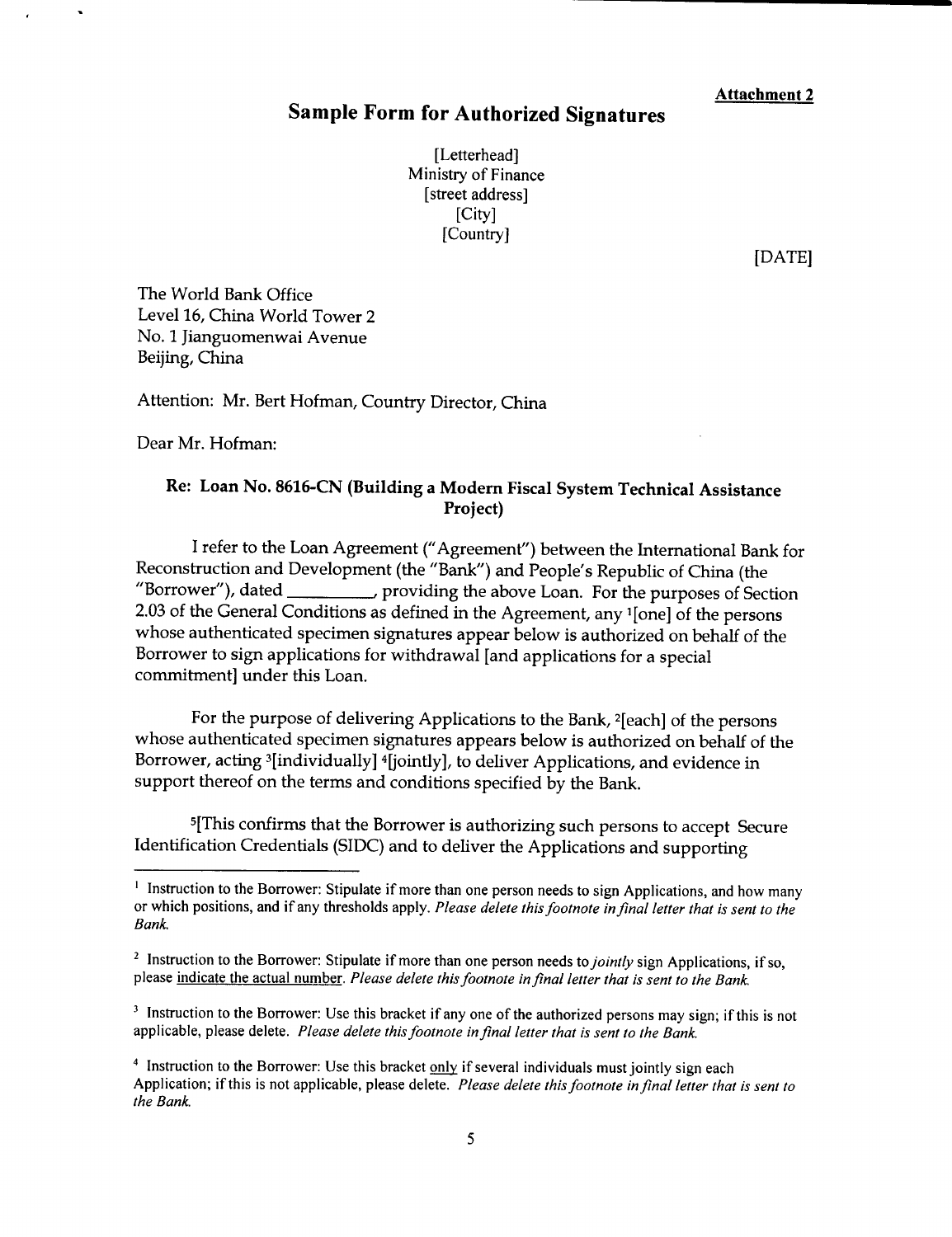**Attachment 2**

# Sample Form for Authorized Signatures

[Letterhead]
Ministry of Finance
[street address]
[City]
[Country]

[DATE]

The World Bank Office
Level 16, China World Tower 2
No. 1 Jianguomenwai Avenue
Beijing, China

Attention: Mr. Bert Hofman, Country Director, China

Dear Mr. Hofman:

**Re: Loan No. 8616-CN (Building a Modern Fiscal System Technical Assistance Project)**

I refer to the Loan Agreement ("Agreement") between the International Bank for Reconstruction and Development (the "Bank") and People's Republic of China (the "Borrower"), dated _________, providing the above Loan. For the purposes of Section 2.03 of the General Conditions as defined in the Agreement, any [1][one] of the persons whose authenticated specimen signatures appear below is authorized on behalf of the Borrower to sign applications for withdrawal [and applications for a special commitment] under this Loan.

For the purpose of delivering Applications to the Bank, [2][each] of the persons whose authenticated specimen signatures appears below is authorized on behalf of the Borrower, acting [3][individually] [4][jointly], to deliver Applications, and evidence in support thereof on the terms and conditions specified by the Bank.

[5][This confirms that the Borrower is authorizing such persons to accept Secure Identification Credentials (SIDC) and to deliver the Applications and supporting

---

[1] Instruction to the Borrower: Stipulate if more than one person needs to sign Applications, and how many or which positions, and if any thresholds apply. *Please delete this footnote in final letter that is sent to the Bank.*

[2] Instruction to the Borrower: Stipulate if more than one person needs to *jointly* sign Applications, if so, please indicate the actual number. *Please delete this footnote in final letter that is sent to the Bank.*

[3] Instruction to the Borrower: Use this bracket if any one of the authorized persons may sign; if this is not applicable, please delete. *Please delete this footnote in final letter that is sent to the Bank.*

[4] Instruction to the Borrower: Use this bracket only if several individuals must jointly sign each Application; if this is not applicable, please delete. *Please delete this footnote in final letter that is sent to the Bank.*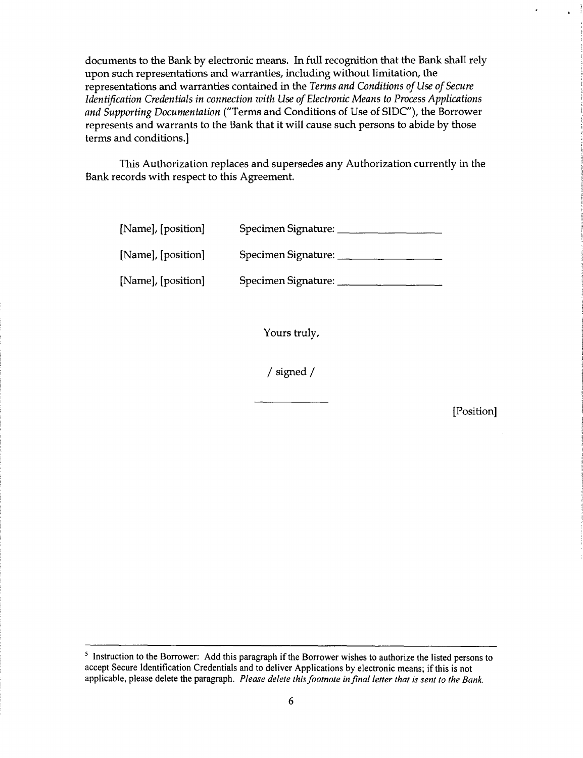documents to the Bank by electronic means. In full recognition that the Bank shall rely upon such representations and warranties, including without limitation, the representations and warranties contained in the *Terms and Conditions of Use of Secure Identification Credentials in connection with Use of Electronic Means to Process Applications and Supporting Documentation* ("Terms and Conditions of Use of SIDC"), the Borrower represents and warrants to the Bank that it will cause such persons to abide by those terms and conditions.]

This Authorization replaces and supersedes any Authorization currently in the Bank records with respect to this Agreement.

[Name], [position] Specimen Signature: ________________

[Name], [position] Specimen Signature: ________________

[Name], [position] Specimen Signature: ________________

Yours truly,

/ signed /

__________

[Position]

---

[5] Instruction to the Borrower: Add this paragraph if the Borrower wishes to authorize the listed persons to accept Secure Identification Credentials and to deliver Applications by electronic means; if this is not applicable, please delete the paragraph. *Please delete this footnote in final letter that is sent to the Bank.*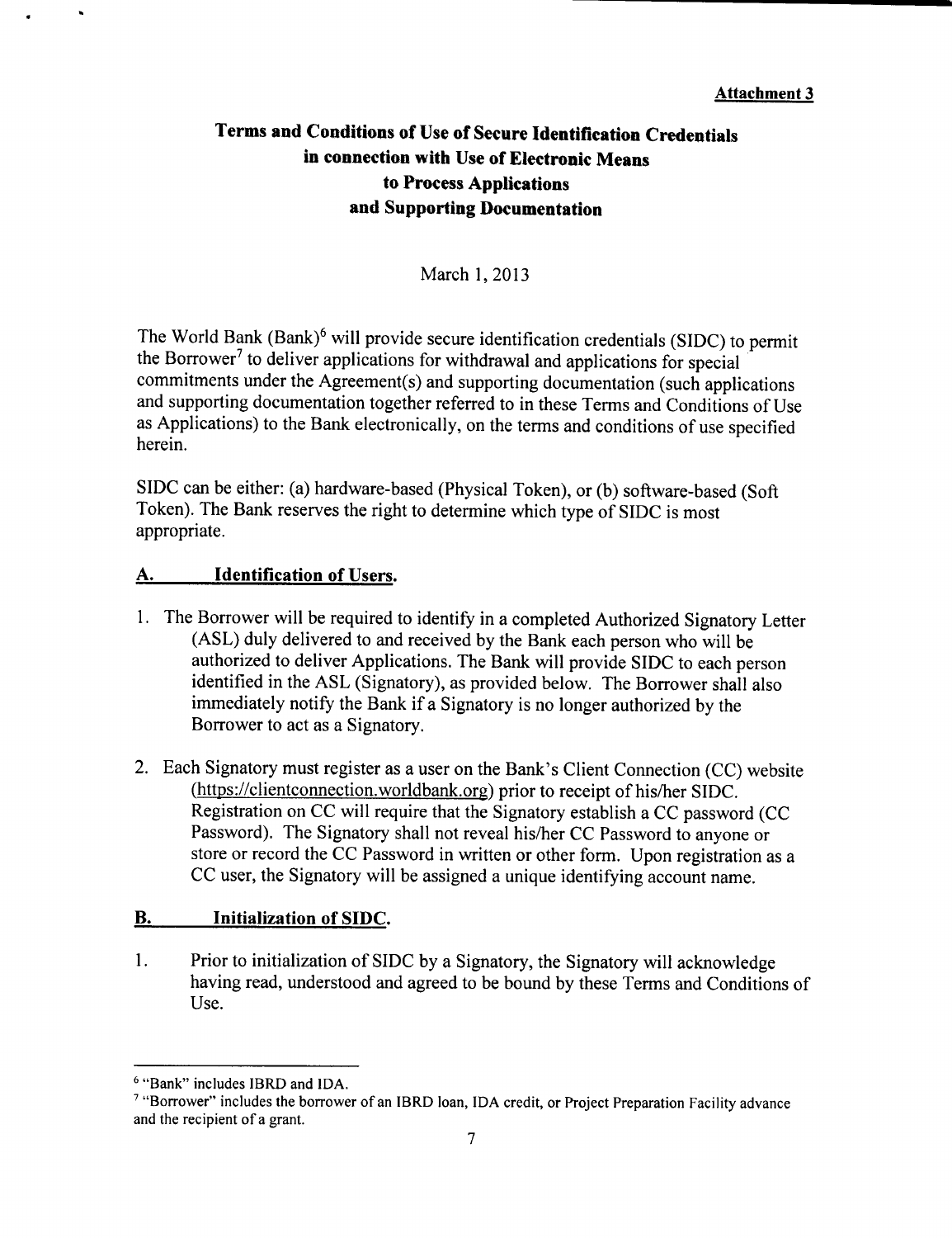**Attachment 3**

# Terms and Conditions of Use of Secure Identification Credentials in connection with Use of Electronic Means to Process Applications and Supporting Documentation

March 1, 2013

The World Bank (Bank)[6] will provide secure identification credentials (SIDC) to permit the Borrower[7] to deliver applications for withdrawal and applications for special commitments under the Agreement(s) and supporting documentation (such applications and supporting documentation together referred to in these Terms and Conditions of Use as Applications) to the Bank electronically, on the terms and conditions of use specified herein.

SIDC can be either: (a) hardware-based (Physical Token), or (b) software-based (Soft Token). The Bank reserves the right to determine which type of SIDC is most appropriate.

## A. Identification of Users.

1. The Borrower will be required to identify in a completed Authorized Signatory Letter (ASL) duly delivered to and received by the Bank each person who will be authorized to deliver Applications. The Bank will provide SIDC to each person identified in the ASL (Signatory), as provided below. The Borrower shall also immediately notify the Bank if a Signatory is no longer authorized by the Borrower to act as a Signatory.

2. Each Signatory must register as a user on the Bank's Client Connection (CC) website (https://clientconnection.worldbank.org) prior to receipt of his/her SIDC. Registration on CC will require that the Signatory establish a CC password (CC Password). The Signatory shall not reveal his/her CC Password to anyone or store or record the CC Password in written or other form. Upon registration as a CC user, the Signatory will be assigned a unique identifying account name.

## B. Initialization of SIDC.

1. Prior to initialization of SIDC by a Signatory, the Signatory will acknowledge having read, understood and agreed to be bound by these Terms and Conditions of Use.

---

[6] "Bank" includes IBRD and IDA.

[7] "Borrower" includes the borrower of an IBRD loan, IDA credit, or Project Preparation Facility advance and the recipient of a grant.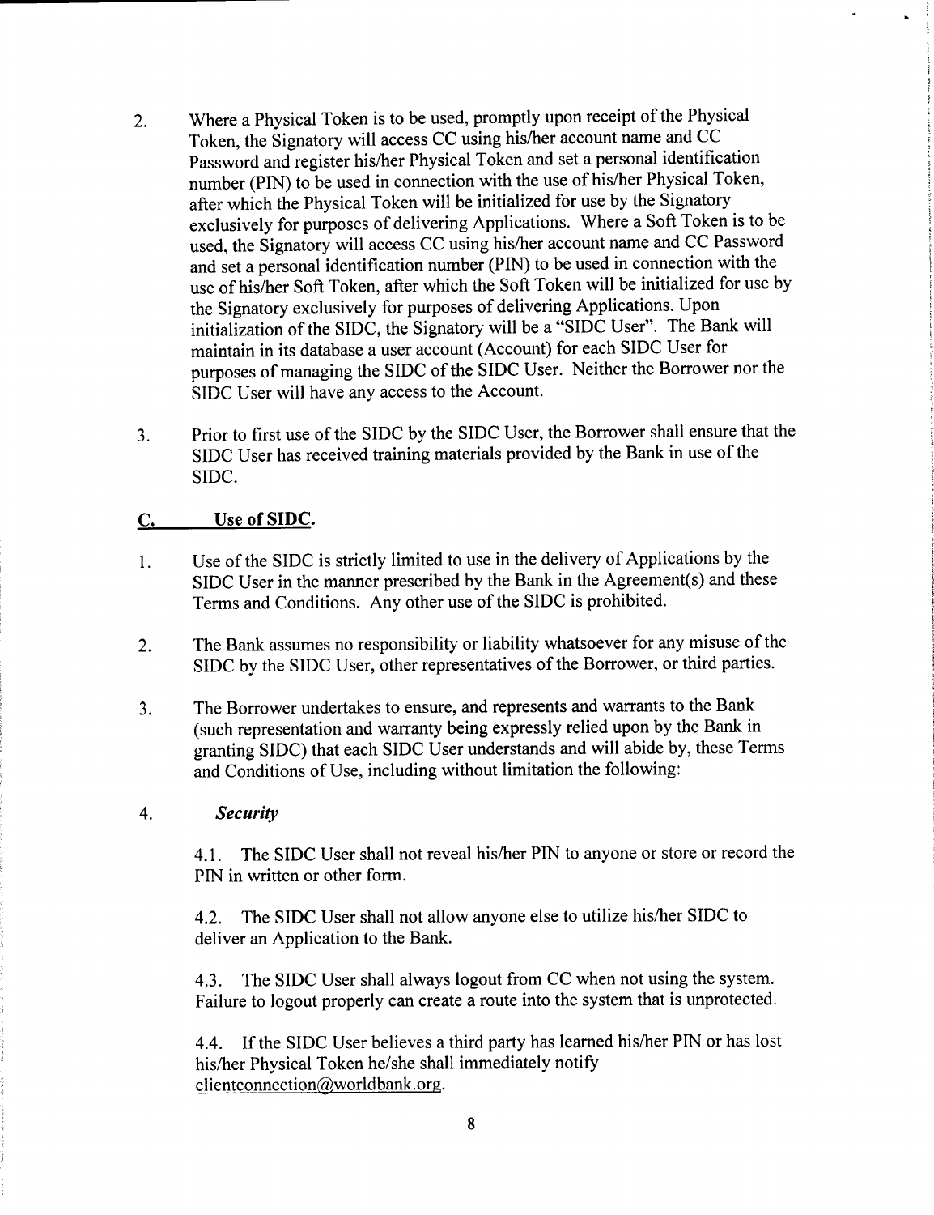2. Where a Physical Token is to be used, promptly upon receipt of the Physical Token, the Signatory will access CC using his/her account name and CC Password and register his/her Physical Token and set a personal identification number (PIN) to be used in connection with the use of his/her Physical Token, after which the Physical Token will be initialized for use by the Signatory exclusively for purposes of delivering Applications. Where a Soft Token is to be used, the Signatory will access CC using his/her account name and CC Password and set a personal identification number (PIN) to be used in connection with the use of his/her Soft Token, after which the Soft Token will be initialized for use by the Signatory exclusively for purposes of delivering Applications. Upon initialization of the SIDC, the Signatory will be a "SIDC User". The Bank will maintain in its database a user account (Account) for each SIDC User for purposes of managing the SIDC of the SIDC User. Neither the Borrower nor the SIDC User will have any access to the Account.

3. Prior to first use of the SIDC by the SIDC User, the Borrower shall ensure that the SIDC User has received training materials provided by the Bank in use of the SIDC.

## C. Use of SIDC.

1. Use of the SIDC is strictly limited to use in the delivery of Applications by the SIDC User in the manner prescribed by the Bank in the Agreement(s) and these Terms and Conditions. Any other use of the SIDC is prohibited.

2. The Bank assumes no responsibility or liability whatsoever for any misuse of the SIDC by the SIDC User, other representatives of the Borrower, or third parties.

3. The Borrower undertakes to ensure, and represents and warrants to the Bank (such representation and warranty being expressly relied upon by the Bank in granting SIDC) that each SIDC User understands and will abide by, these Terms and Conditions of Use, including without limitation the following:

4. ***Security***

   4.1. The SIDC User shall not reveal his/her PIN to anyone or store or record the PIN in written or other form.

   4.2. The SIDC User shall not allow anyone else to utilize his/her SIDC to deliver an Application to the Bank.

   4.3. The SIDC User shall always logout from CC when not using the system. Failure to logout properly can create a route into the system that is unprotected.

   4.4. If the SIDC User believes a third party has learned his/her PIN or has lost his/her Physical Token he/she shall immediately notify clientconnection@worldbank.org.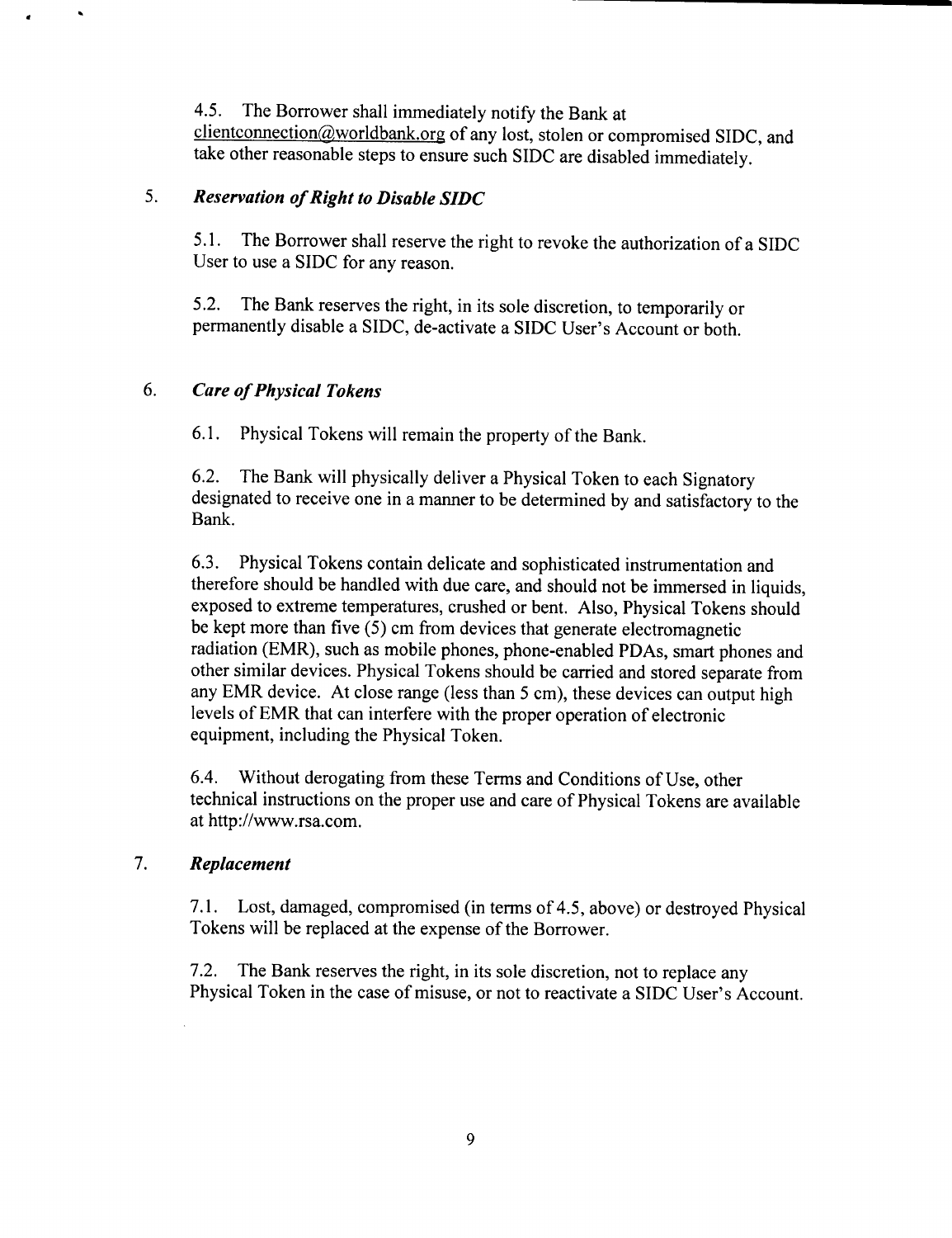4.5. The Borrower shall immediately notify the Bank at clientconnection@worldbank.org of any lost, stolen or compromised SIDC, and take other reasonable steps to ensure such SIDC are disabled immediately.

5. ***Reservation of Right to Disable SIDC***

5.1. The Borrower shall reserve the right to revoke the authorization of a SIDC User to use a SIDC for any reason.

5.2. The Bank reserves the right, in its sole discretion, to temporarily or permanently disable a SIDC, de-activate a SIDC User's Account or both.

6. ***Care of Physical Tokens***

6.1. Physical Tokens will remain the property of the Bank.

6.2. The Bank will physically deliver a Physical Token to each Signatory designated to receive one in a manner to be determined by and satisfactory to the Bank.

6.3. Physical Tokens contain delicate and sophisticated instrumentation and therefore should be handled with due care, and should not be immersed in liquids, exposed to extreme temperatures, crushed or bent. Also, Physical Tokens should be kept more than five (5) cm from devices that generate electromagnetic radiation (EMR), such as mobile phones, phone-enabled PDAs, smart phones and other similar devices. Physical Tokens should be carried and stored separate from any EMR device. At close range (less than 5 cm), these devices can output high levels of EMR that can interfere with the proper operation of electronic equipment, including the Physical Token.

6.4. Without derogating from these Terms and Conditions of Use, other technical instructions on the proper use and care of Physical Tokens are available at http://www.rsa.com.

7. ***Replacement***

7.1. Lost, damaged, compromised (in terms of 4.5, above) or destroyed Physical Tokens will be replaced at the expense of the Borrower.

7.2. The Bank reserves the right, in its sole discretion, not to replace any Physical Token in the case of misuse, or not to reactivate a SIDC User's Account.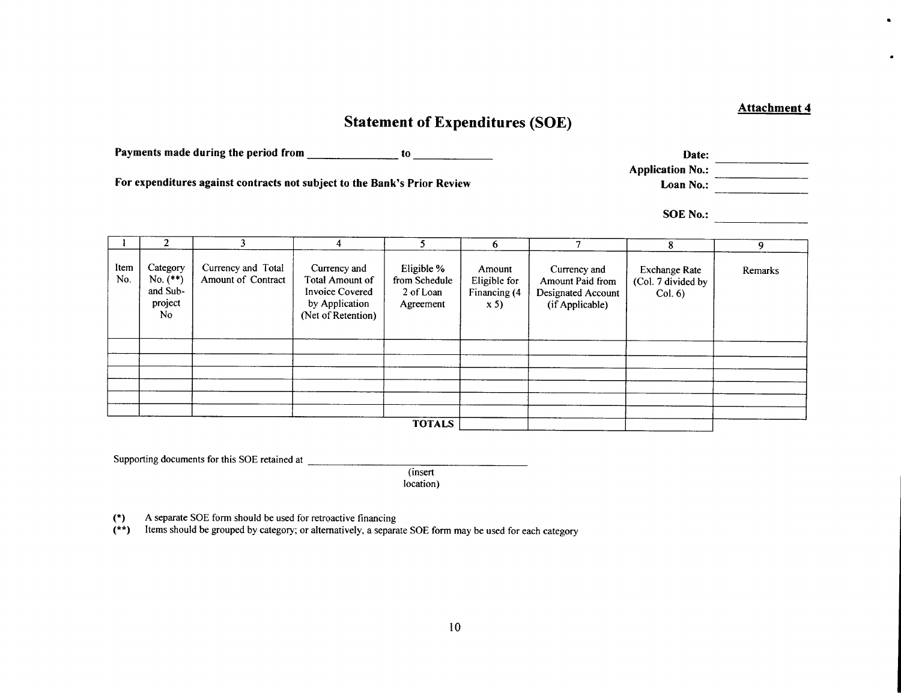**Attachment 4**

# Statement of Expenditures (SOE)

**Payments made during the period from \_\_\_\_\_\_\_\_\_\_\_\_\_\_ to \_\_\_\_\_\_\_\_\_\_\_\_\_**

**For expenditures against contracts not subject to the Bank's Prior Review**

**Date:** \_\_\_\_\_\_\_\_\_\_\_\_\_\_
**Application No.:** \_\_\_\_\_\_\_\_\_\_\_\_\_\_
**Loan No.:** \_\_\_\_\_\_\_\_\_\_\_\_\_\_

**SOE No.:** \_\_\_\_\_\_\_\_\_\_\_\_\_\_

| 1 | 2 | 3 | 4 | 5 | 6 | 7 | 8 | 9 |
|---|---|---|---|---|---|---|---|---|
| Item No. | Category No. (**) and Sub-project No | Currency and Total Amount of Contract | Currency and Total Amount of Invoice Covered by Application (Net of Retention) | Eligible % from Schedule 2 of Loan Agreement | Amount Eligible for Financing (4 x 5) | Currency and Amount Paid from Designated Account (if Applicable) | Exchange Rate (Col. 7 divided by Col. 6) | Remarks |
| | | | | | | | | |
| | | | | | | | | |
| | | | | | | | | |
| | | | | | | | | |
| | | | | | | | | |
| | | | | | | | | |
| | | | | **TOTALS** | | | | |

Supporting documents for this SOE retained at \_\_\_\_\_\_\_\_\_\_\_\_\_\_\_\_\_\_\_\_\_\_\_\_\_\_\_\_\_\_
(insert location)

(*) A separate SOE form should be used for retroactive financing
(**) Items should be grouped by category; or alternatively, a separate SOE form may be used for each category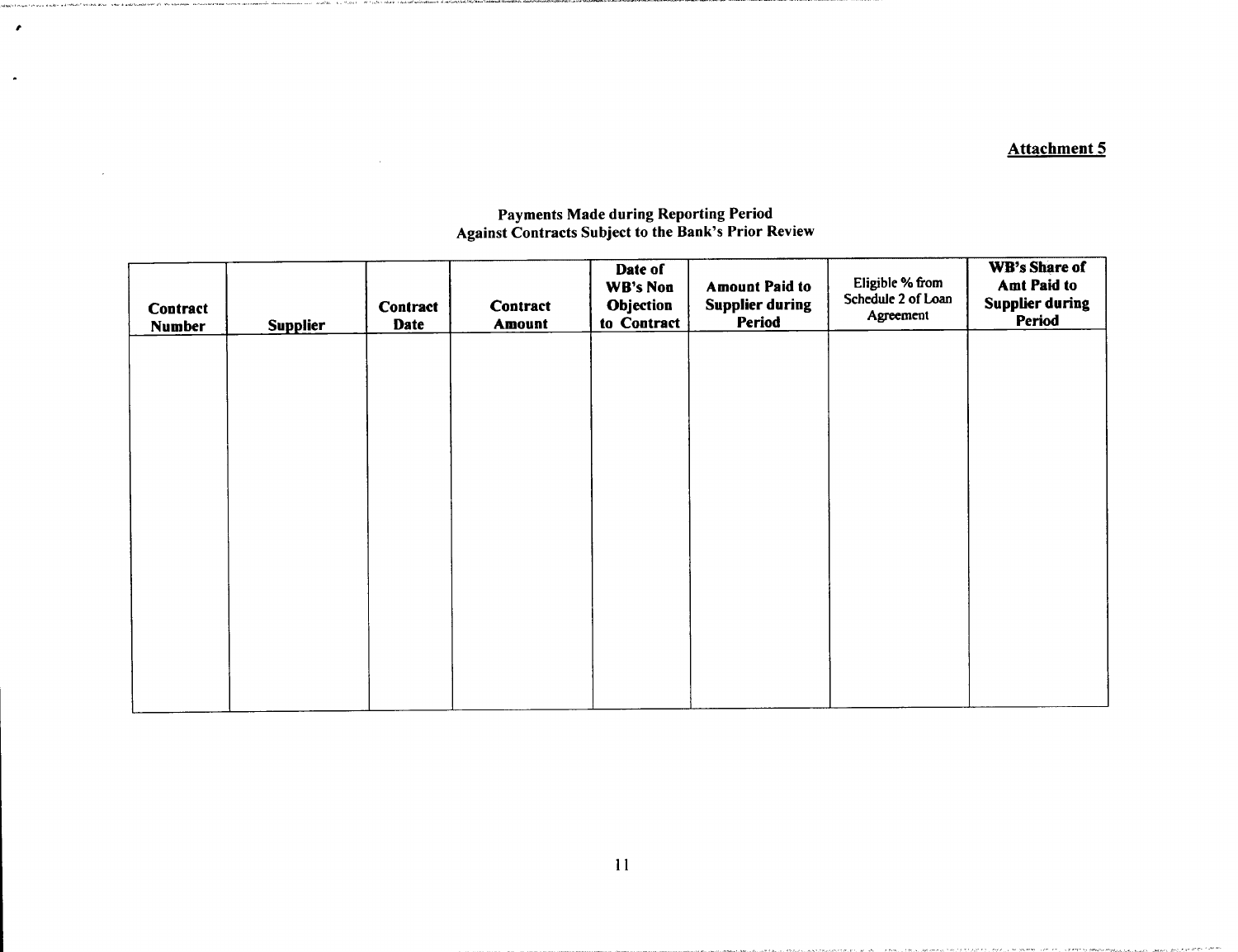**Attachment 5**

**Payments Made during Reporting Period**
**Against Contracts Subject to the Bank's Prior Review**

| Contract Number | Supplier | Contract Date | Contract Amount | Date of WB's Non Objection to Contract | Amount Paid to Supplier during Period | Eligible % from Schedule 2 of Loan Agreement | WB's Share of Amt Paid to Supplier during Period |
|---|---|---|---|---|---|---|---|
| | | | | | | | |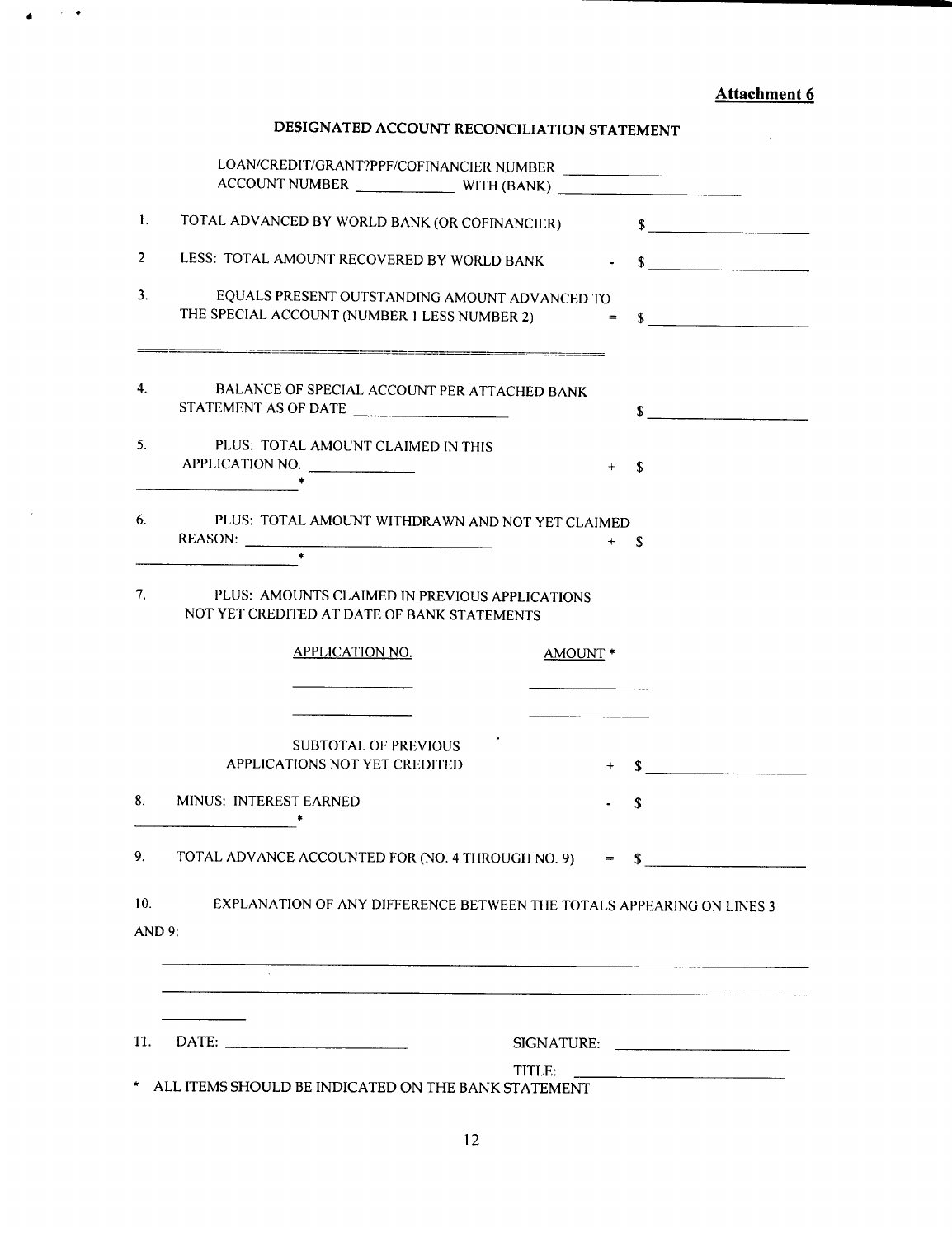**Attachment 6**

## DESIGNATED ACCOUNT RECONCILIATION STATEMENT

LOAN/CREDIT/GRANT?PPF/COFINANCIER NUMBER ____________
ACCOUNT NUMBER ____________ WITH (BANK) ______________________

1. TOTAL ADVANCED BY WORLD BANK (OR COFINANCIER) $ ______________

2. LESS: TOTAL AMOUNT RECOVERED BY WORLD BANK - $ ______________

3. EQUALS PRESENT OUTSTANDING AMOUNT ADVANCED TO THE SPECIAL ACCOUNT (NUMBER 1 LESS NUMBER 2) = $ ______________

---

4. BALANCE OF SPECIAL ACCOUNT PER ATTACHED BANK STATEMENT AS OF DATE ________________ $ ______________

5. PLUS: TOTAL AMOUNT CLAIMED IN THIS APPLICATION NO. ____________ + $
   ________________ *

6. PLUS: TOTAL AMOUNT WITHDRAWN AND NOT YET CLAIMED REASON: ______________________________ + $
   ________________ *

7. PLUS: AMOUNTS CLAIMED IN PREVIOUS APPLICATIONS NOT YET CREDITED AT DATE OF BANK STATEMENTS

| APPLICATION NO. | AMOUNT * |
|---|---|
| ____________ | ____________ |
| ____________ | ____________ |

SUBTOTAL OF PREVIOUS APPLICATIONS NOT YET CREDITED + $ ______________

8. MINUS: INTEREST EARNED - $
   ________________ *

9. TOTAL ADVANCE ACCOUNTED FOR (NO. 4 THROUGH NO. 9) = $ ______________

10. EXPLANATION OF ANY DIFFERENCE BETWEEN THE TOTALS APPEARING ON LINES 3 AND 9:

______________________________________________________________

______________________________________________________________

__________

11. DATE: ____________________ SIGNATURE: ____________________

TITLE: ____________________

\* ALL ITEMS SHOULD BE INDICATED ON THE BANK STATEMENT